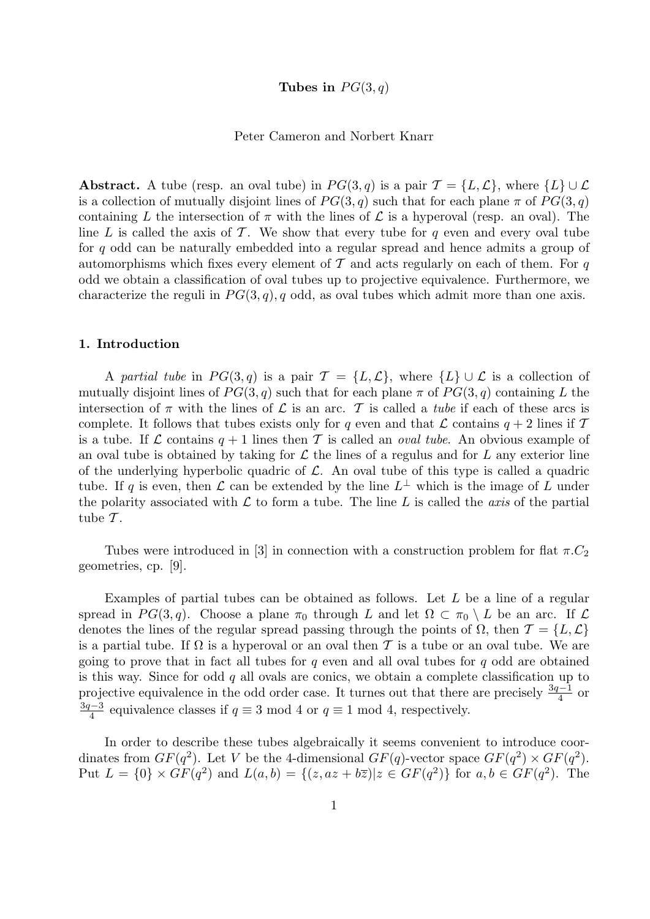**Tubes in $PG(3,q)$**

Peter Cameron and Norbert Knarr

**Abstract.** A tube (resp. an oval tube) in $PG(3,q)$ is a pair $\mathcal{T} = \{L, \mathcal{L}\}$, where $\{L\} \cup \mathcal{L}$ is a collection of mutually disjoint lines of $PG(3,q)$ such that for each plane $\pi$ of $PG(3,q)$ containing $L$ the intersection of $\pi$ with the lines of $\mathcal{L}$ is a hyperoval (resp. an oval). The line $L$ is called the axis of $\mathcal{T}$. We show that every tube for $q$ even and every oval tube for $q$ odd can be naturally embedded into a regular spread and hence admits a group of automorphisms which fixes every element of $\mathcal{T}$ and acts regularly on each of them. For $q$ odd we obtain a classification of oval tubes up to projective equivalence. Furthermore, we characterize the reguli in $PG(3,q)$, $q$ odd, as oval tubes which admit more than one axis.

## 1. Introduction

A *partial tube* in $PG(3,q)$ is a pair $\mathcal{T} = \{L, \mathcal{L}\}$, where $\{L\} \cup \mathcal{L}$ is a collection of mutually disjoint lines of $PG(3,q)$ such that for each plane $\pi$ of $PG(3,q)$ containing $L$ the intersection of $\pi$ with the lines of $\mathcal{L}$ is an arc. $\mathcal{T}$ is called a *tube* if each of these arcs is complete. It follows that tubes exists only for $q$ even and that $\mathcal{L}$ contains $q+2$ lines if $\mathcal{T}$ is a tube. If $\mathcal{L}$ contains $q+1$ lines then $\mathcal{T}$ is called an *oval tube*. An obvious example of an oval tube is obtained by taking for $\mathcal{L}$ the lines of a regulus and for $L$ any exterior line of the underlying hyperbolic quadric of $\mathcal{L}$. An oval tube of this type is called a quadric tube. If $q$ is even, then $\mathcal{L}$ can be extended by the line $L^\perp$ which is the image of $L$ under the polarity associated with $\mathcal{L}$ to form a tube. The line $L$ is called the *axis* of the partial tube $\mathcal{T}$.

Tubes were introduced in [3] in connection with a construction problem for flat $\pi.C_2$ geometries, cp. [9].

Examples of partial tubes can be obtained as follows. Let $L$ be a line of a regular spread in $PG(3,q)$. Choose a plane $\pi_0$ through $L$ and let $\Omega \subset \pi_0 \setminus L$ be an arc. If $\mathcal{L}$ denotes the lines of the regular spread passing through the points of $\Omega$, then $\mathcal{T} = \{L, \mathcal{L}\}$ is a partial tube. If $\Omega$ is a hyperoval or an oval then $\mathcal{T}$ is a tube or an oval tube. We are going to prove that in fact all tubes for $q$ even and all oval tubes for $q$ odd are obtained is this way. Since for odd $q$ all ovals are conics, we obtain a complete classification up to projective equivalence in the odd order case. It turnes out that there are precisely $\frac{3q-1}{4}$ or $\frac{3q-3}{4}$ equivalence classes if $q \equiv 3 \bmod 4$ or $q \equiv 1 \bmod 4$, respectively.

In order to describe these tubes algebraically it seems convenient to introduce coordinates from $GF(q^2)$. Let $V$ be the 4-dimensional $GF(q)$-vector space $GF(q^2) \times GF(q^2)$. Put $L = \{0\} \times GF(q^2)$ and $L(a,b) = \{(z, az + b\overline{z}) | z \in GF(q^2)\}$ for $a, b \in GF(q^2)$. The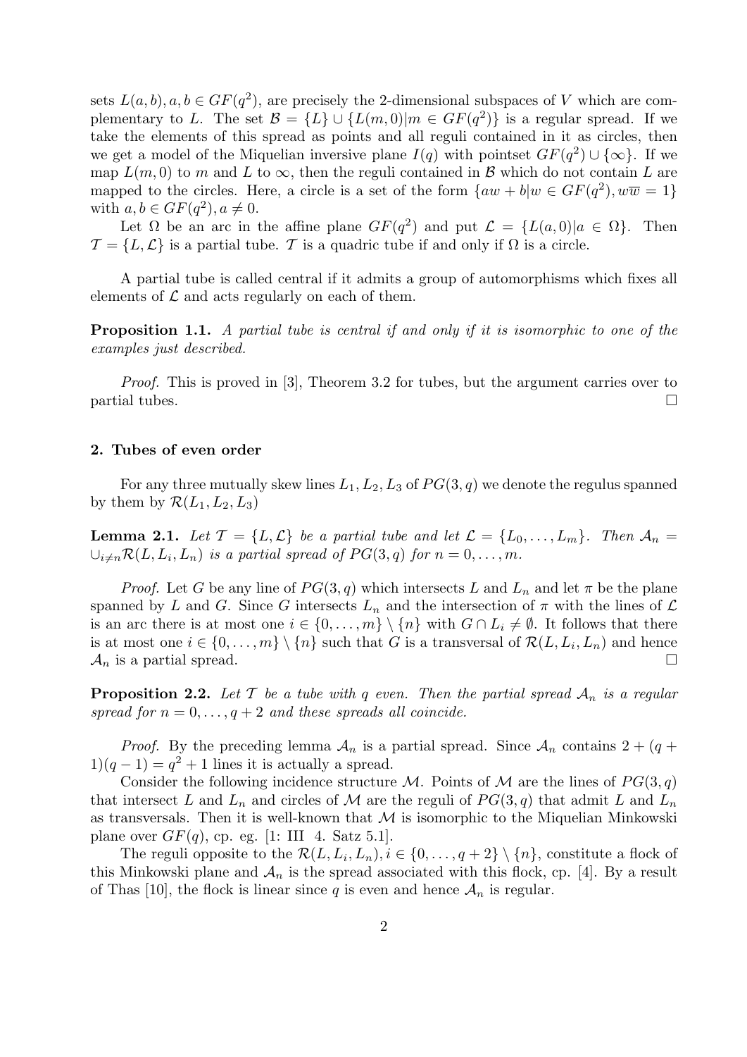sets $L(a,b), a, b \in GF(q^2)$, are precisely the 2-dimensional subspaces of $V$ which are complementary to $L$. The set $\mathcal{B} = \{L\} \cup \{L(m,0) | m \in GF(q^2)\}$ is a regular spread. If we take the elements of this spread as points and all reguli contained in it as circles, then we get a model of the Miquelian inversive plane $I(q)$ with pointset $GF(q^2) \cup \{\infty\}$. If we map $L(m,0)$ to $m$ and $L$ to $\infty$, then the reguli contained in $\mathcal{B}$ which do not contain $L$ are mapped to the circles. Here, a circle is a set of the form $\{aw + b | w \in GF(q^2), w\overline{w} = 1\}$ with $a, b \in GF(q^2), a \neq 0$.

Let $\Omega$ be an arc in the affine plane $GF(q^2)$ and put $\mathcal{L} = \{L(a,0) | a \in \Omega\}$. Then $\mathcal{T} = \{L, \mathcal{L}\}$ is a partial tube. $\mathcal{T}$ is a quadric tube if and only if $\Omega$ is a circle.

A partial tube is called central if it admits a group of automorphisms which fixes all elements of $\mathcal{L}$ and acts regularly on each of them.

**Proposition 1.1.** *A partial tube is central if and only if it is isomorphic to one of the examples just described.*

*Proof.* This is proved in [3], Theorem 3.2 for tubes, but the argument carries over to partial tubes. □

## 2. Tubes of even order

For any three mutually skew lines $L_1, L_2, L_3$ of $PG(3,q)$ we denote the regulus spanned by them by $\mathcal{R}(L_1, L_2, L_3)$

**Lemma 2.1.** *Let $\mathcal{T} = \{L, \mathcal{L}\}$ be a partial tube and let $\mathcal{L} = \{L_0, \dots, L_m\}$. Then $\mathcal{A}_n = \cup_{i \neq n} \mathcal{R}(L, L_i, L_n)$ is a partial spread of $PG(3,q)$ for $n = 0, \dots, m$.*

*Proof.* Let $G$ be any line of $PG(3,q)$ which intersects $L$ and $L_n$ and let $\pi$ be the plane spanned by $L$ and $G$. Since $G$ intersects $L_n$ and the intersection of $\pi$ with the lines of $\mathcal{L}$ is an arc there is at most one $i \in \{0, \dots, m\} \setminus \{n\}$ with $G \cap L_i \neq \emptyset$. It follows that there is at most one $i \in \{0, \dots, m\} \setminus \{n\}$ such that $G$ is a transversal of $\mathcal{R}(L, L_i, L_n)$ and hence $\mathcal{A}_n$ is a partial spread. □

**Proposition 2.2.** *Let $\mathcal{T}$ be a tube with $q$ even. Then the partial spread $\mathcal{A}_n$ is a regular spread for $n = 0, \dots, q+2$ and these spreads all coincide.*

*Proof.* By the preceding lemma $\mathcal{A}_n$ is a partial spread. Since $\mathcal{A}_n$ contains $2 + (q+1)(q-1) = q^2 + 1$ lines it is actually a spread.

Consider the following incidence structure $\mathcal{M}$. Points of $\mathcal{M}$ are the lines of $PG(3,q)$ that intersect $L$ and $L_n$ and circles of $\mathcal{M}$ are the reguli of $PG(3,q)$ that admit $L$ and $L_n$ as transversals. Then it is well-known that $\mathcal{M}$ is isomorphic to the Miquelian Minkowski plane over $GF(q)$, cp. eg. [1: III 4. Satz 5.1].

The reguli opposite to the $\mathcal{R}(L, L_i, L_n), i \in \{0, \dots, q+2\} \setminus \{n\}$, constitute a flock of this Minkowski plane and $\mathcal{A}_n$ is the spread associated with this flock, cp. [4]. By a result of Thas [10], the flock is linear since $q$ is even and hence $\mathcal{A}_n$ is regular.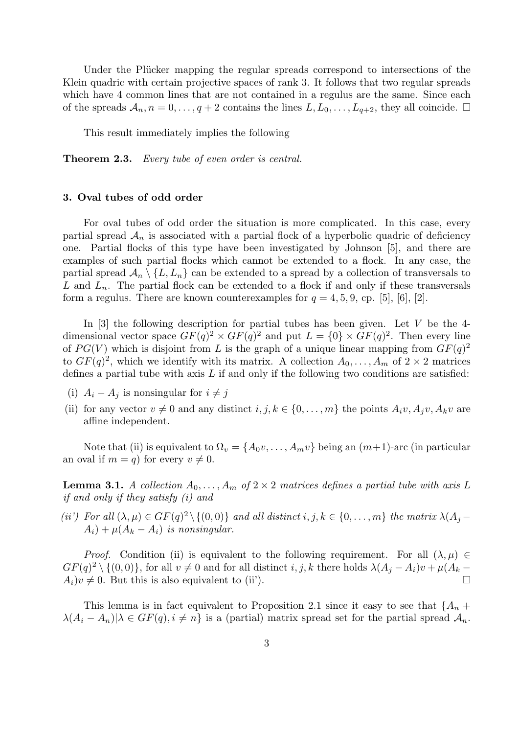Under the Plücker mapping the regular spreads correspond to intersections of the Klein quadric with certain projective spaces of rank 3. It follows that two regular spreads which have 4 common lines that are not contained in a regulus are the same. Since each of the spreads $\mathcal{A}_n, n = 0, \ldots, q+2$ contains the lines $L, L_0, \ldots, L_{q+2}$, they all coincide. $\square$

This result immediately implies the following

**Theorem 2.3.** *Every tube of even order is central.*

### 3. Oval tubes of odd order

For oval tubes of odd order the situation is more complicated. In this case, every partial spread $\mathcal{A}_n$ is associated with a partial flock of a hyperbolic quadric of deficiency one. Partial flocks of this type have been investigated by Johnson [5], and there are examples of such partial flocks which cannot be extended to a flock. In any case, the partial spread $\mathcal{A}_n \setminus \{L, L_n\}$ can be extended to a spread by a collection of transversals to $L$ and $L_n$. The partial flock can be extended to a flock if and only if these transversals form a regulus. There are known counterexamples for $q = 4, 5, 9$, cp. [5], [6], [2].

In [3] the following description for partial tubes has been given. Let $V$ be the 4-dimensional vector space $GF(q)^2 \times GF(q)^2$ and put $L = \{0\} \times GF(q)^2$. Then every line of $PG(V)$ which is disjoint from $L$ is the graph of a unique linear mapping from $GF(q)^2$ to $GF(q)^2$, which we identify with its matrix. A collection $A_0, \ldots, A_m$ of $2 \times 2$ matrices defines a partial tube with axis $L$ if and only if the following two conditions are satisfied:

(i) $A_i - A_j$ is nonsingular for $i \neq j$

(ii) for any vector $v \neq 0$ and any distinct $i, j, k \in \{0, \ldots, m\}$ the points $A_i v, A_j v, A_k v$ are affine independent.

Note that (ii) is equivalent to $\Omega_v = \{A_0 v, \ldots, A_m v\}$ being an $(m+1)$-arc (in particular an oval if $m = q$) for every $v \neq 0$.

**Lemma 3.1.** *A collection $A_0, \ldots, A_m$ of $2 \times 2$ matrices defines a partial tube with axis $L$ if and only if they satisfy (i) and*

*(ii') For all $(\lambda, \mu) \in GF(q)^2 \setminus \{(0,0)\}$ and all distinct $i, j, k \in \{0, \ldots, m\}$ the matrix $\lambda(A_j - A_i) + \mu(A_k - A_i)$ is nonsingular.*

*Proof.* Condition (ii) is equivalent to the following requirement. For all $(\lambda, \mu) \in GF(q)^2 \setminus \{(0,0)\}$, for all $v \neq 0$ and for all distinct $i, j, k$ there holds $\lambda(A_j - A_i)v + \mu(A_k - A_i)v \neq 0$. But this is also equivalent to (ii'). $\square$

This lemma is in fact equivalent to Proposition 2.1 since it easy to see that $\{A_n + \lambda(A_i - A_n) | \lambda \in GF(q), i \neq n\}$ is a (partial) matrix spread set for the partial spread $\mathcal{A}_n$.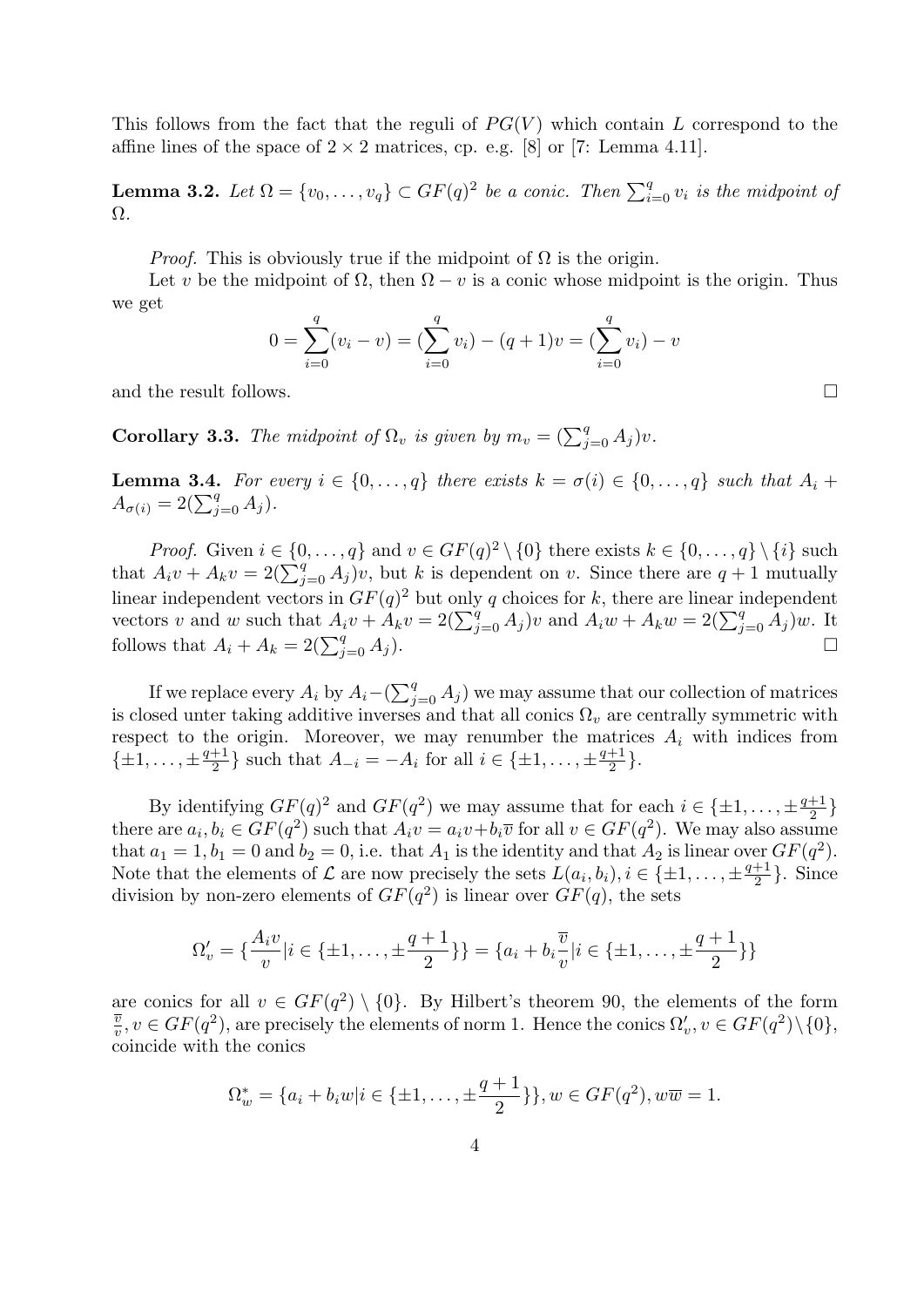This follows from the fact that the reguli of $PG(V)$ which contain $L$ correspond to the affine lines of the space of $2 \times 2$ matrices, cp. e.g. [8] or [7: Lemma 4.11].

**Lemma 3.2.** *Let $\Omega = \{v_0, \ldots, v_q\} \subset GF(q)^2$ be a conic. Then $\sum_{i=0}^{q} v_i$ is the midpoint of $\Omega$.*

*Proof.* This is obviously true if the midpoint of $\Omega$ is the origin.

Let $v$ be the midpoint of $\Omega$, then $\Omega - v$ is a conic whose midpoint is the origin. Thus we get

$$0 = \sum_{i=0}^{q}(v_i - v) = (\sum_{i=0}^{q} v_i) - (q+1)v = (\sum_{i=0}^{q} v_i) - v$$

and the result follows. □

**Corollary 3.3.** *The midpoint of $\Omega_v$ is given by $m_v = (\sum_{j=0}^{q} A_j)v$.*

**Lemma 3.4.** *For every $i \in \{0, \ldots, q\}$ there exists $k = \sigma(i) \in \{0, \ldots, q\}$ such that $A_i + A_{\sigma(i)} = 2(\sum_{j=0}^{q} A_j)$.*

*Proof.* Given $i \in \{0, \ldots, q\}$ and $v \in GF(q)^2 \setminus \{0\}$ there exists $k \in \{0, \ldots, q\} \setminus \{i\}$ such that $A_i v + A_k v = 2(\sum_{j=0}^{q} A_j)v$, but $k$ is dependent on $v$. Since there are $q+1$ mutually linear independent vectors in $GF(q)^2$ but only $q$ choices for $k$, there are linear independent vectors $v$ and $w$ such that $A_i v + A_k v = 2(\sum_{j=0}^{q} A_j)v$ and $A_i w + A_k w = 2(\sum_{j=0}^{q} A_j)w$. It follows that $A_i + A_k = 2(\sum_{j=0}^{q} A_j)$. □

If we replace every $A_i$ by $A_i - (\sum_{j=0}^{q} A_j)$ we may assume that our collection of matrices is closed unter taking additive inverses and that all conics $\Omega_v$ are centrally symmetric with respect to the origin. Moreover, we may renumber the matrices $A_i$ with indices from $\{\pm 1, \ldots, \pm \frac{q+1}{2}\}$ such that $A_{-i} = -A_i$ for all $i \in \{\pm 1, \ldots, \pm \frac{q+1}{2}\}$.

By identifying $GF(q)^2$ and $GF(q^2)$ we may assume that for each $i \in \{\pm 1, \ldots, \pm \frac{q+1}{2}\}$ there are $a_i, b_i \in GF(q^2)$ such that $A_i v = a_i v + b_i \overline{v}$ for all $v \in GF(q^2)$. We may also assume that $a_1 = 1, b_1 = 0$ and $b_2 = 0$, i.e. that $A_1$ is the identity and that $A_2$ is linear over $GF(q^2)$. Note that the elements of $\mathcal{L}$ are now precisely the sets $L(a_i, b_i), i \in \{\pm 1, \ldots, \pm \frac{q+1}{2}\}$. Since division by non-zero elements of $GF(q^2)$ is linear over $GF(q)$, the sets

$$\Omega'_v = \{\frac{A_i v}{v} | i \in \{\pm 1, \ldots, \pm \frac{q+1}{2}\}\} = \{a_i + b_i \frac{\overline{v}}{v} | i \in \{\pm 1, \ldots, \pm \frac{q+1}{2}\}\}$$

are conics for all $v \in GF(q^2) \setminus \{0\}$. By Hilbert's theorem 90, the elements of the form $\frac{\overline{v}}{v}, v \in GF(q^2)$, are precisely the elements of norm 1. Hence the conics $\Omega'_v, v \in GF(q^2) \setminus \{0\}$, coincide with the conics

$$\Omega^*_w = \{a_i + b_i w | i \in \{\pm 1, \ldots, \pm \frac{q+1}{2}\}\}, w \in GF(q^2), w\overline{w} = 1.$$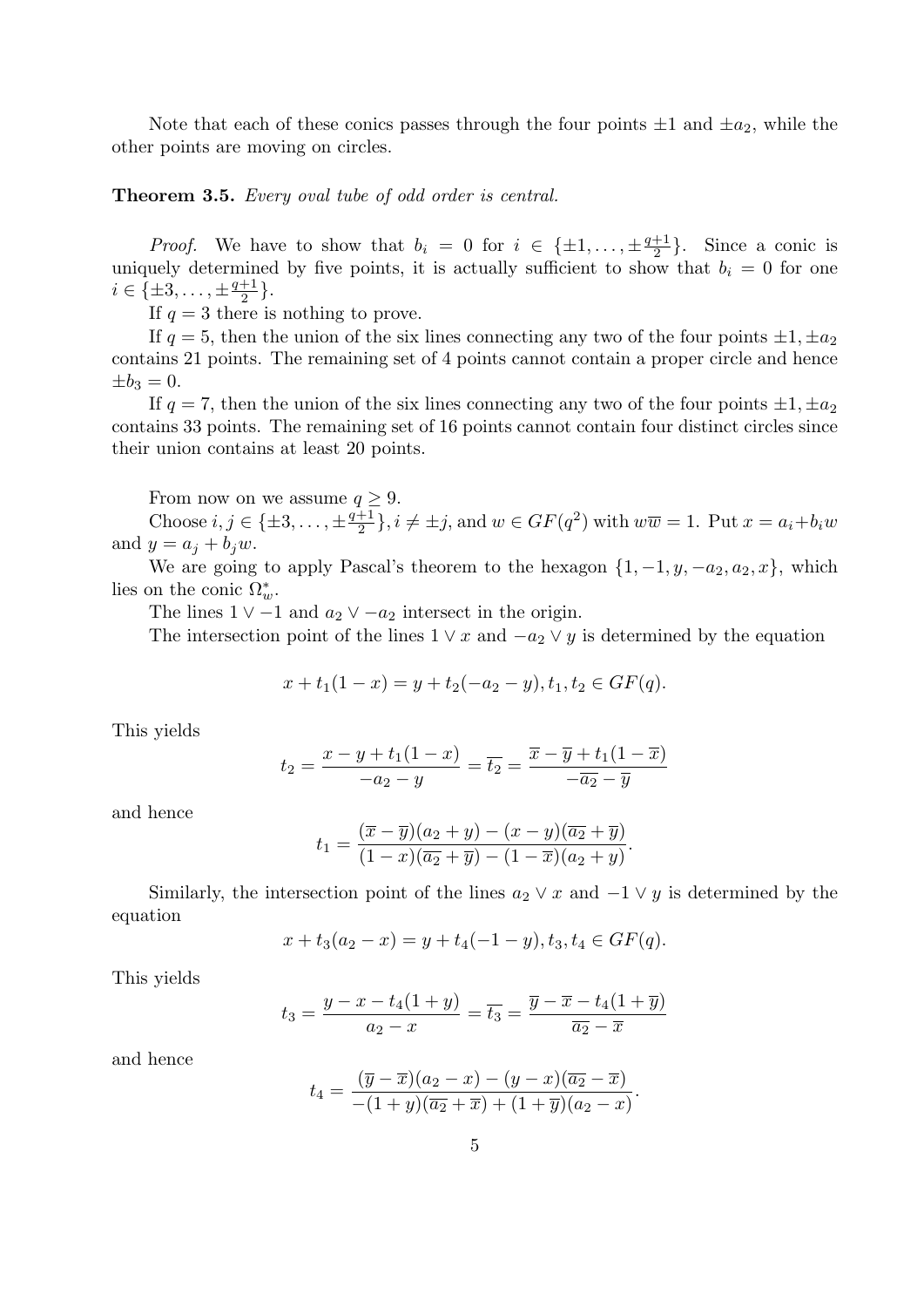Note that each of these conics passes through the four points $\pm 1$ and $\pm a_2$, while the other points are moving on circles.

**Theorem 3.5.** *Every oval tube of odd order is central.*

*Proof.* We have to show that $b_i = 0$ for $i \in \{\pm 1, \ldots, \pm \frac{q+1}{2}\}$. Since a conic is uniquely determined by five points, it is actually sufficient to show that $b_i = 0$ for one $i \in \{\pm 3, \ldots, \pm \frac{q+1}{2}\}$.

If $q = 3$ there is nothing to prove.

If $q = 5$, then the union of the six lines connecting any two of the four points $\pm 1, \pm a_2$ contains 21 points. The remaining set of 4 points cannot contain a proper circle and hence $\pm b_3 = 0$.

If $q = 7$, then the union of the six lines connecting any two of the four points $\pm 1, \pm a_2$ contains 33 points. The remaining set of 16 points cannot contain four distinct circles since their union contains at least 20 points.

From now on we assume $q \geq 9$.

Choose $i, j \in \{\pm 3, \ldots, \pm \frac{q+1}{2}\}, i \neq \pm j$, and $w \in GF(q^2)$ with $w\overline{w} = 1$. Put $x = a_i + b_i w$ and $y = a_j + b_j w$.

We are going to apply Pascal's theorem to the hexagon $\{1, -1, y, -a_2, a_2, x\}$, which lies on the conic $\Omega_w^*$.

The lines $1 \vee -1$ and $a_2 \vee -a_2$ intersect in the origin.

The intersection point of the lines $1 \vee x$ and $-a_2 \vee y$ is determined by the equation

$$x + t_1(1 - x) = y + t_2(-a_2 - y), t_1, t_2 \in GF(q).$$

This yields

$$t_2 = \frac{x - y + t_1(1 - x)}{-a_2 - y} = \overline{t_2} = \frac{\overline{x} - \overline{y} + t_1(1 - \overline{x})}{-\overline{a_2} - \overline{y}}$$

and hence

$$t_1 = \frac{(\overline{x} - \overline{y})(a_2 + y) - (x - y)(\overline{a_2} + \overline{y})}{(1 - x)(\overline{a_2} + \overline{y}) - (1 - \overline{x})(a_2 + y)}.$$

Similarly, the intersection point of the lines $a_2 \vee x$ and $-1 \vee y$ is determined by the equation

$$x + t_3(a_2 - x) = y + t_4(-1 - y), t_3, t_4 \in GF(q).$$

This yields

$$t_3 = \frac{y - x - t_4(1 + y)}{a_2 - x} = \overline{t_3} = \frac{\overline{y} - \overline{x} - t_4(1 + \overline{y})}{\overline{a_2} - \overline{x}}$$

and hence

$$t_4 = \frac{(\overline{y} - \overline{x})(a_2 - x) - (y - x)(\overline{a_2} - \overline{x})}{-(1 + y)(\overline{a_2} + \overline{x}) + (1 + \overline{y})(a_2 - x)}.$$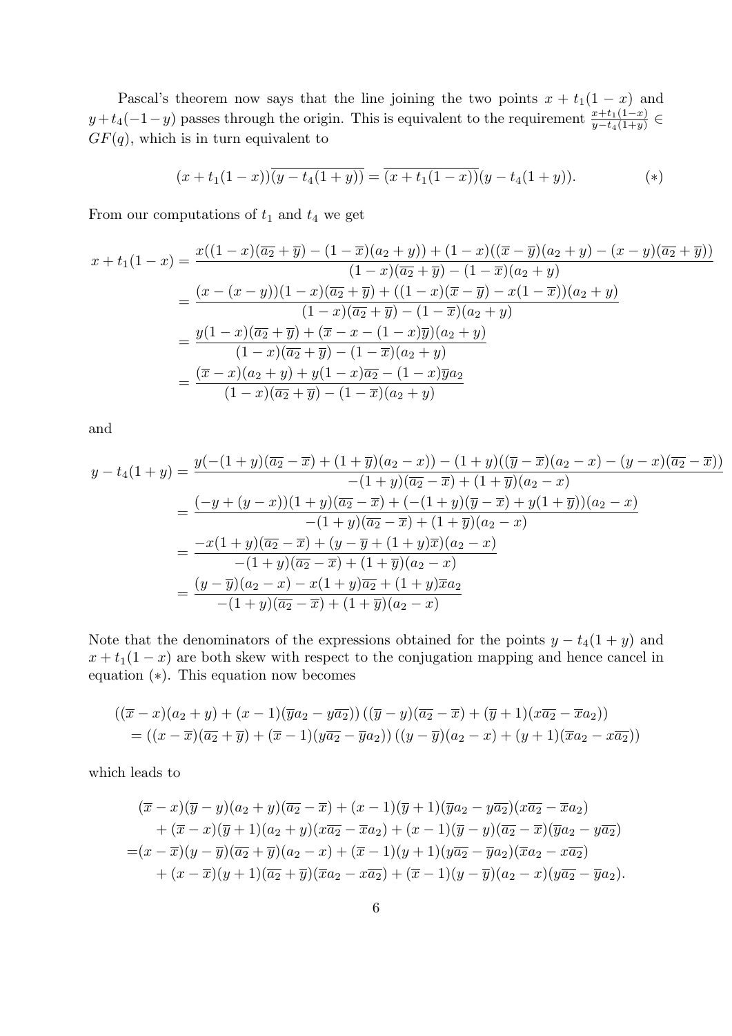Pascal's theorem now says that the line joining the two points $x + t_1(1 - x)$ and $y + t_4(-1 - y)$ passes through the origin. This is equivalent to the requirement $\frac{x+t_1(1-x)}{y-t_4(1+y)} \in GF(q)$, which is in turn equivalent to

$$(x + t_1(1 - x))\overline{(y - t_4(1 + y))} = \overline{(x + t_1(1 - x))}(y - t_4(1 + y)). \qquad (*)$$

From our computations of $t_1$ and $t_4$ we get

$$\begin{aligned}
x + t_1(1 - x) &= \frac{x((1 - x)(\overline{a_2} + \overline{y}) - (1 - \overline{x})(a_2 + y)) + (1 - x)((\overline{x} - \overline{y})(a_2 + y) - (x - y)(\overline{a_2} + \overline{y}))}{(1 - x)(\overline{a_2} + \overline{y}) - (1 - \overline{x})(a_2 + y)} \\
&= \frac{(x - (x - y))(1 - x)(\overline{a_2} + \overline{y}) + ((1 - x)(\overline{x} - \overline{y}) - x(1 - \overline{x}))(a_2 + y)}{(1 - x)(\overline{a_2} + \overline{y}) - (1 - \overline{x})(a_2 + y)} \\
&= \frac{y(1 - x)(\overline{a_2} + \overline{y}) + (\overline{x} - x - (1 - x)\overline{y})(a_2 + y)}{(1 - x)(\overline{a_2} + \overline{y}) - (1 - \overline{x})(a_2 + y)} \\
&= \frac{(\overline{x} - x)(a_2 + y) + y(1 - x)\overline{a_2} - (1 - x)\overline{y}a_2}{(1 - x)(\overline{a_2} + \overline{y}) - (1 - \overline{x})(a_2 + y)}
\end{aligned}$$

and

$$\begin{aligned}
y - t_4(1 + y) &= \frac{y(-(1 + y)(\overline{a_2} - \overline{x}) + (1 + \overline{y})(a_2 - x)) - (1 + y)((\overline{y} - \overline{x})(a_2 - x) - (y - x)(\overline{a_2} - \overline{x}))}{-(1 + y)(\overline{a_2} - \overline{x}) + (1 + \overline{y})(a_2 - x)} \\
&= \frac{(-y + (y - x))(1 + y)(\overline{a_2} - \overline{x}) + (-(1 + y)(\overline{y} - \overline{x}) + y(1 + \overline{y}))(a_2 - x)}{-(1 + y)(\overline{a_2} - \overline{x}) + (1 + \overline{y})(a_2 - x)} \\
&= \frac{-x(1 + y)(\overline{a_2} - \overline{x}) + (y - \overline{y} + (1 + y)\overline{x})(a_2 - x)}{-(1 + y)(\overline{a_2} - \overline{x}) + (1 + \overline{y})(a_2 - x)} \\
&= \frac{(y - \overline{y})(a_2 - x) - x(1 + y)\overline{a_2} + (1 + y)\overline{x}a_2}{-(1 + y)(\overline{a_2} - \overline{x}) + (1 + \overline{y})(a_2 - x)}
\end{aligned}$$

Note that the denominators of the expressions obtained for the points $y - t_4(1 + y)$ and $x + t_1(1 - x)$ are both skew with respect to the conjugation mapping and hence cancel in equation $(*)$. This equation now becomes

$$\begin{aligned}
&((\overline{x} - x)(a_2 + y) + (x - 1)(\overline{y}a_2 - y\overline{a_2}))\,((\overline{y} - y)(\overline{a_2} - \overline{x}) + (\overline{y} + 1)(x\overline{a_2} - \overline{x}a_2)) \\
&\quad = ((x - \overline{x})(\overline{a_2} + \overline{y}) + (\overline{x} - 1)(y\overline{a_2} - \overline{y}a_2))\,((y - \overline{y})(a_2 - x) + (y + 1)(\overline{x}a_2 - x\overline{a_2}))
\end{aligned}$$

which leads to

$$\begin{aligned}
&(\overline{x} - x)(\overline{y} - y)(a_2 + y)(\overline{a_2} - \overline{x}) + (x - 1)(\overline{y} + 1)(\overline{y}a_2 - y\overline{a_2})(x\overline{a_2} - \overline{x}a_2) \\
&\quad + (\overline{x} - x)(\overline{y} + 1)(a_2 + y)(x\overline{a_2} - \overline{x}a_2) + (x - 1)(\overline{y} - y)(\overline{a_2} - \overline{x})(\overline{y}a_2 - y\overline{a_2}) \\
=&(x - \overline{x})(y - \overline{y})(\overline{a_2} + \overline{y})(a_2 - x) + (\overline{x} - 1)(y + 1)(y\overline{a_2} - \overline{y}a_2)(\overline{x}a_2 - x\overline{a_2}) \\
&\quad + (x - \overline{x})(y + 1)(\overline{a_2} + \overline{y})(\overline{x}a_2 - x\overline{a_2}) + (\overline{x} - 1)(y - \overline{y})(a_2 - x)(y\overline{a_2} - \overline{y}a_2).
\end{aligned}$$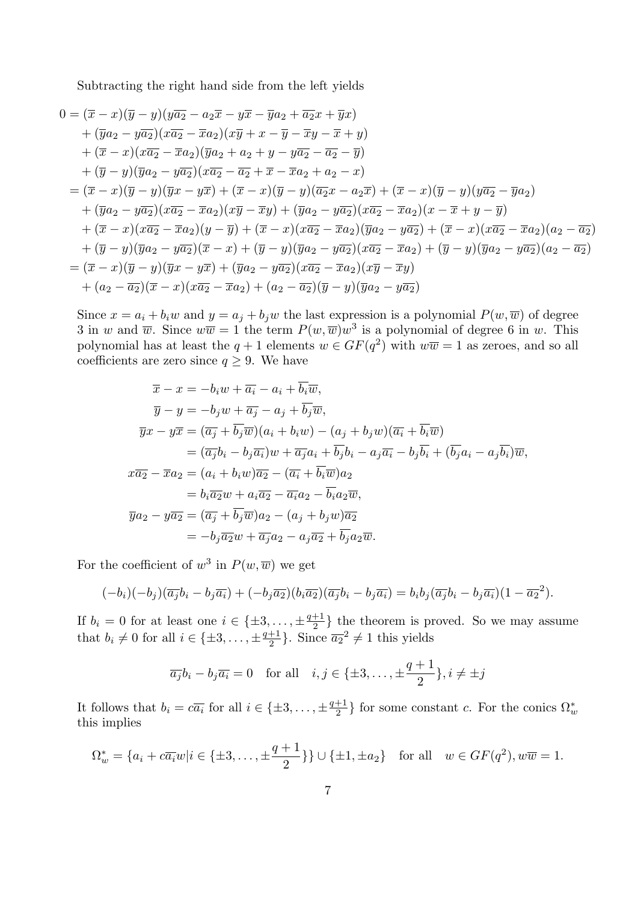Subtracting the right hand side from the left yields

$$
\begin{aligned}
0 &= (\overline{x}-x)(\overline{y}-y)(y\overline{a_2}-a_2\overline{x}-y\overline{x}-\overline{y}a_2+\overline{a_2}x+\overline{y}x)\\
&\quad+(\overline{y}a_2-y\overline{a_2})(x\overline{a_2}-\overline{x}a_2)(x\overline{y}+x-\overline{y}-\overline{x}y-\overline{x}+y)\\
&\quad+(\overline{x}-x)(x\overline{a_2}-\overline{x}a_2)(\overline{y}a_2+a_2+y-y\overline{a_2}-\overline{a_2}-\overline{y})\\
&\quad+(\overline{y}-y)(\overline{y}a_2-y\overline{a_2})(x\overline{a_2}-\overline{a_2}+\overline{x}-\overline{x}a_2+a_2-x)\\
&= (\overline{x}-x)(\overline{y}-y)(\overline{y}x-y\overline{x})+(\overline{x}-x)(\overline{y}-y)(\overline{a_2}x-a_2\overline{x})+(\overline{x}-x)(\overline{y}-y)(y\overline{a_2}-\overline{y}a_2)\\
&\quad+(\overline{y}a_2-y\overline{a_2})(x\overline{a_2}-\overline{x}a_2)(x\overline{y}-\overline{x}y)+(\overline{y}a_2-y\overline{a_2})(x\overline{a_2}-\overline{x}a_2)(x-\overline{x}+y-\overline{y})\\
&\quad+(\overline{x}-x)(x\overline{a_2}-\overline{x}a_2)(y-\overline{y})+(\overline{x}-x)(x\overline{a_2}-\overline{x}a_2)(\overline{y}a_2-y\overline{a_2})+(\overline{x}-x)(x\overline{a_2}-\overline{x}a_2)(a_2-\overline{a_2})\\
&\quad+(\overline{y}-y)(\overline{y}a_2-y\overline{a_2})(\overline{x}-x)+(\overline{y}-y)(\overline{y}a_2-y\overline{a_2})(x\overline{a_2}-\overline{x}a_2)+(\overline{y}-y)(\overline{y}a_2-y\overline{a_2})(a_2-\overline{a_2})\\
&= (\overline{x}-x)(\overline{y}-y)(\overline{y}x-y\overline{x})+(\overline{y}a_2-y\overline{a_2})(x\overline{a_2}-\overline{x}a_2)(x\overline{y}-\overline{x}y)\\
&\quad+(a_2-\overline{a_2})(\overline{x}-x)(x\overline{a_2}-\overline{x}a_2)+(a_2-\overline{a_2})(\overline{y}-y)(\overline{y}a_2-y\overline{a_2})
\end{aligned}
$$

Since $x=a_i+b_iw$ and $y=a_j+b_jw$ the last expression is a polynomial $P(w,\overline{w})$ of degree 3 in $w$ and $\overline{w}$. Since $w\overline{w}=1$ the term $P(w,\overline{w})w^3$ is a polynomial of degree 6 in $w$. This polynomial has at least the $q+1$ elements $w\in GF(q^2)$ with $w\overline{w}=1$ as zeroes, and so all coefficients are zero since $q\geq 9$. We have

$$
\begin{aligned}
\overline{x}-x &= -b_iw+\overline{a_i}-a_i+\overline{b_i}\overline{w},\\
\overline{y}-y &= -b_jw+\overline{a_j}-a_j+\overline{b_j}\overline{w},\\
\overline{y}x-y\overline{x} &= (\overline{a_j}+\overline{b_j}\overline{w})(a_i+b_iw)-(a_j+b_jw)(\overline{a_i}+\overline{b_i}\overline{w})\\
&= (\overline{a_j}b_i-b_j\overline{a_i})w+\overline{a_j}a_i+\overline{b_j}b_i-a_j\overline{a_i}-b_j\overline{b_i}+(\overline{b_j}a_i-a_j\overline{b_i})\overline{w},\\
x\overline{a_2}-\overline{x}a_2 &= (a_i+b_iw)\overline{a_2}-(\overline{a_i}+\overline{b_i}\overline{w})a_2\\
&= b_i\overline{a_2}w+a_i\overline{a_2}-\overline{a_i}a_2-\overline{b_i}a_2\overline{w},\\
\overline{y}a_2-y\overline{a_2} &= (\overline{a_j}+\overline{b_j}\overline{w})a_2-(a_j+b_jw)\overline{a_2}\\
&= -b_j\overline{a_2}w+\overline{a_j}a_2-a_j\overline{a_2}+\overline{b_j}a_2\overline{w}.
\end{aligned}
$$

For the coefficient of $w^3$ in $P(w,\overline{w})$ we get

$$
(-b_i)(-b_j)(\overline{a_j}b_i-b_j\overline{a_i})+(-b_j\overline{a_2})(b_i\overline{a_2})(\overline{a_j}b_i-b_j\overline{a_i})=b_ib_j(\overline{a_j}b_i-b_j\overline{a_i})(1-\overline{a_2}^2).
$$

If $b_i=0$ for at least one $i\in\{\pm3,\ldots,\pm\frac{q+1}{2}\}$ the theorem is proved. So we may assume that $b_i\neq 0$ for all $i\in\{\pm3,\ldots,\pm\frac{q+1}{2}\}$. Since $\overline{a_2}^2\neq 1$ this yields

$$
\overline{a_j}b_i-b_j\overline{a_i}=0 \quad \text{for all} \quad i,j\in\{\pm3,\ldots,\pm\frac{q+1}{2}\}, i\neq\pm j
$$

It follows that $b_i=c\overline{a_i}$ for all $i\in\{\pm3,\ldots,\pm\frac{q+1}{2}\}$ for some constant $c$. For the conics $\Omega_w^*$ this implies

$$
\Omega_w^*=\{a_i+c\overline{a_i}w|i\in\{\pm3,\ldots,\pm\frac{q+1}{2}\}\}\cup\{\pm1,\pm a_2\} \quad \text{for all} \quad w\in GF(q^2), w\overline{w}=1.
$$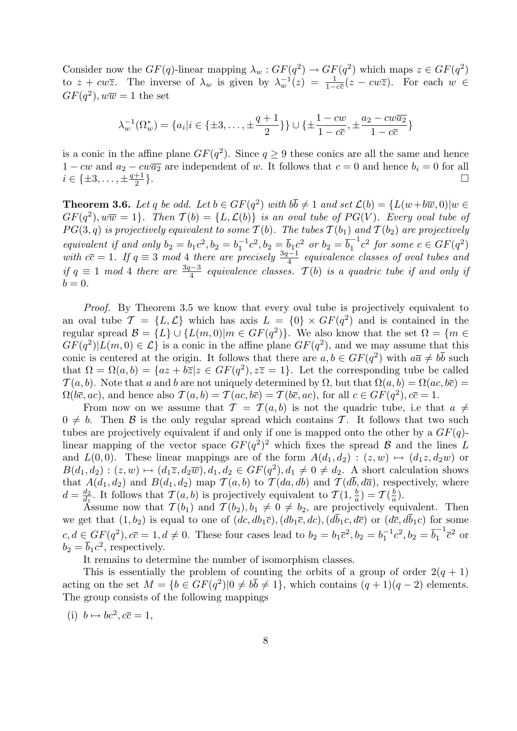Consider now the $GF(q)$-linear mapping $\lambda_w : GF(q^2) \to GF(q^2)$ which maps $z \in GF(q^2)$ to $z + cw\overline{z}$. The inverse of $\lambda_w$ is given by $\lambda_w^{-1}(z) = \frac{1}{1-c\overline{c}}(z - cw\overline{z})$. For each $w \in GF(q^2), w\overline{w} = 1$ the set

$$\lambda_w^{-1}(\Omega_w^*) = \{a_i | i \in \{\pm 3, \ldots, \pm\frac{q+1}{2}\}\} \cup \{\pm\frac{1-cw}{1-c\overline{c}}, \pm\frac{a_2 - cw\overline{a_2}}{1-c\overline{c}}\}$$

is a conic in the affine plane $GF(q^2)$. Since $q \geq 9$ these conics are all the same and hence $1 - cw$ and $a_2 - cw\overline{a_2}$ are independent of $w$. It follows that $c = 0$ and hence $b_i = 0$ for all $i \in \{\pm 3, \ldots, \pm\frac{q+1}{2}\}$. □

**Theorem 3.6.** *Let $q$ be odd. Let $b \in GF(q^2)$ with $b\overline{b} \neq 1$ and set $\mathcal{L}(b) = \{L(w + b\overline{w}, 0) | w \in GF(q^2), w\overline{w} = 1\}$. Then $\mathcal{T}(b) = \{L, \mathcal{L}(b)\}$ is an oval tube of $PG(V)$. Every oval tube of $PG(3, q)$ is projectively equivalent to some $\mathcal{T}(b)$. The tubes $\mathcal{T}(b_1)$ and $\mathcal{T}(b_2)$ are projectively equivalent if and only $b_2 = b_1c^2, b_2 = b_1^{-1}c^2, b_2 = \overline{b}_1c^2$ or $b_2 = \overline{b}_1^{-1}c^2$ for some $c \in GF(q^2)$ with $c\overline{c} = 1$. If $q \equiv 3$ mod 4 there are precisely $\frac{3q-1}{4}$ equivalence classes of oval tubes and if $q \equiv 1$ mod 4 there are $\frac{3q-3}{4}$ equivalence classes. $\mathcal{T}(b)$ is a quadric tube if and only if $b = 0$.*

*Proof.* By Theorem 3.5 we know that every oval tube is projectively equivalent to an oval tube $\mathcal{T} = \{L, \mathcal{L}\}$ which has axis $L = \{0\} \times GF(q^2)$ and is contained in the regular spread $\mathcal{B} = \{L\} \cup \{L(m, 0) | m \in GF(q^2)\}$. We also know that the set $\Omega = \{m \in GF(q^2) | L(m, 0) \in \mathcal{L}\}$ is a conic in the affine plane $GF(q^2)$, and we may assume that this conic is centered at the origin. It follows that there are $a, b \in GF(q^2)$ with $a\overline{a} \neq b\overline{b}$ such that $\Omega = \Omega(a, b) = \{az + b\overline{z} | z \in GF(q^2), z\overline{z} = 1\}$. Let the corresponding tube be called $\mathcal{T}(a, b)$. Note that $a$ and $b$ are not uniquely determined by $\Omega$, but that $\Omega(a, b) = \Omega(ac, b\overline{c}) = \Omega(b\overline{c}, ac)$, and hence also $\mathcal{T}(a, b) = \mathcal{T}(ac, b\overline{c}) = \mathcal{T}(b\overline{c}, ac)$, for all $c \in GF(q^2), c\overline{c} = 1$.

From now on we assume that $\mathcal{T} = \mathcal{T}(a, b)$ is not the quadric tube, i.e that $a \neq 0 \neq b$. Then $\mathcal{B}$ is the only regular spread which contains $\mathcal{T}$. It follows that two such tubes are projectively equivalent if and only if one is mapped onto the other by a $GF(q)$-linear mapping of the vector space $GF(q^2)^2$ which fixes the spread $\mathcal{B}$ and the lines $L$ and $L(0, 0)$. These linear mappings are of the form $A(d_1, d_2) : (z, w) \mapsto (d_1z, d_2w)$ or $B(d_1, d_2) : (z, w) \mapsto (d_1\overline{z}, d_2\overline{w}), d_1, d_2 \in GF(q^2), d_1 \neq 0 \neq d_2$. A short calculation shows that $A(d_1, d_2)$ and $B(d_1, d_2)$ map $\mathcal{T}(a, b)$ to $\mathcal{T}(da, db)$ and $\mathcal{T}(d\overline{b}, d\overline{a})$, respectively, where $d = \frac{d_2}{d_1}$. It follows that $\mathcal{T}(a, b)$ is projectively equivalent to $\mathcal{T}(1, \frac{b}{a}) = \mathcal{T}(\frac{b}{a})$.

Assume now that $\mathcal{T}(b_1)$ and $\mathcal{T}(b_2), b_1 \neq 0 \neq b_2$, are projectively equivalent. Then we get that $(1, b_2)$ is equal to one of $(dc, db_1\overline{c}), (db_1\overline{c}, dc), (d\overline{b}_1c, d\overline{c})$ or $(d\overline{c}, d\overline{b}_1c)$ for some $c, d \in GF(q^2), c\overline{c} = 1, d \neq 0$. These four cases lead to $b_2 = b_1\overline{c}^2, b_2 = b_1^{-1}c^2, b_2 = \overline{b}_1^{-1}\overline{c}^2$ or $b_2 = \overline{b}_1c^2$, respectively.

It remains to determine the number of isomorphism classes.

This is essentially the problem of counting the orbits of a group of order $2(q + 1)$ acting on the set $M = \{b \in GF(q^2) | 0 \neq b\overline{b} \neq 1\}$, which contains $(q + 1)(q - 2)$ elements. The group consists of the following mappings

(i) $b \mapsto bc^2, c\overline{c} = 1$,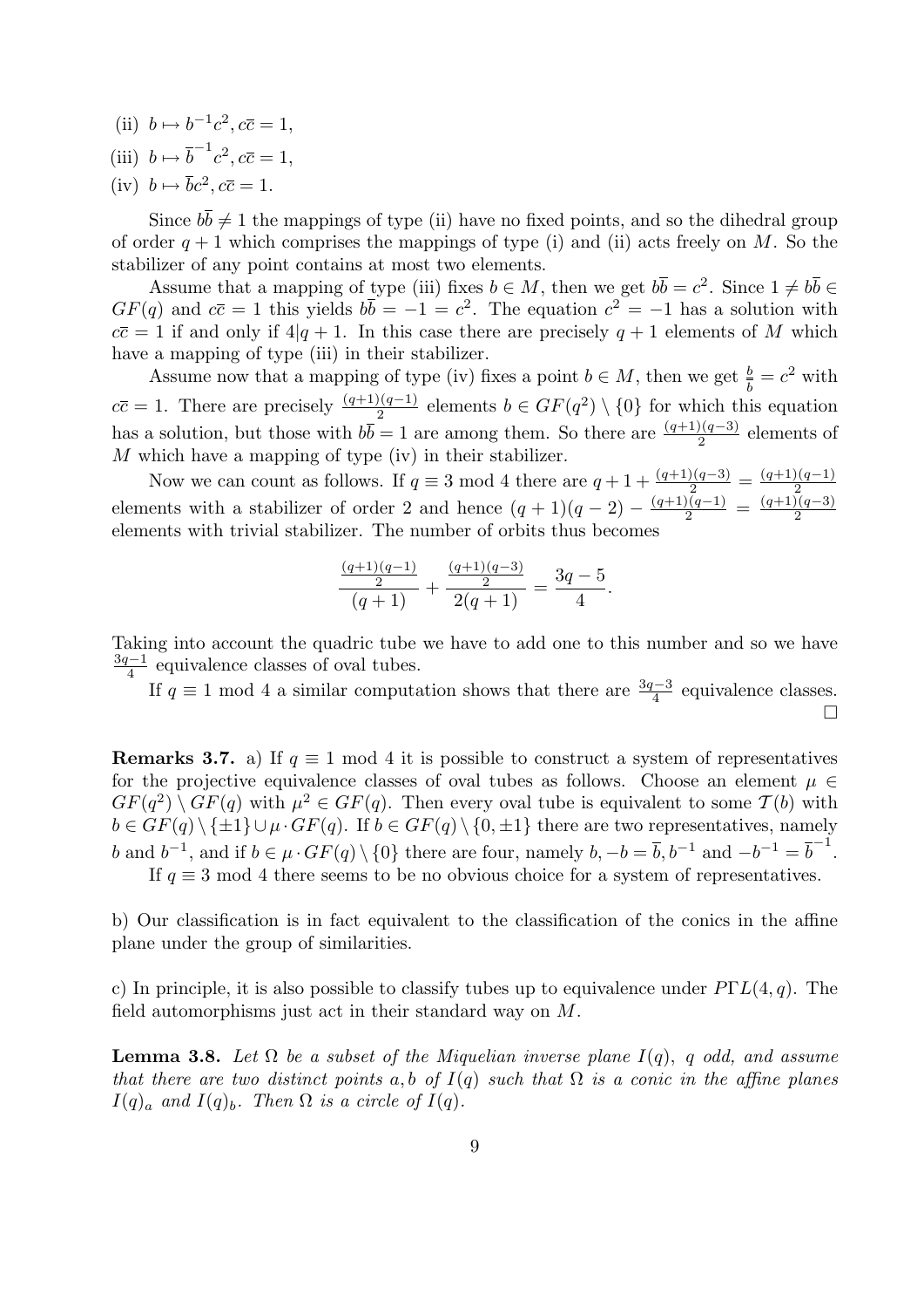(ii) $b \mapsto b^{-1}c^2, c\overline{c} = 1$,

(iii) $b \mapsto \overline{b}^{-1}c^2, c\overline{c} = 1$,

(iv) $b \mapsto \overline{b}c^2, c\overline{c} = 1$.

Since $b\overline{b} \neq 1$ the mappings of type (ii) have no fixed points, and so the dihedral group of order $q+1$ which comprises the mappings of type (i) and (ii) acts freely on $M$. So the stabilizer of any point contains at most two elements.

Assume that a mapping of type (iii) fixes $b \in M$, then we get $b\overline{b} = c^2$. Since $1 \neq b\overline{b} \in GF(q)$ and $c\overline{c} = 1$ this yields $b\overline{b} = -1 = c^2$. The equation $c^2 = -1$ has a solution with $c\overline{c} = 1$ if and only if $4|q+1$. In this case there are precisely $q+1$ elements of $M$ which have a mapping of type (iii) in their stabilizer.

Assume now that a mapping of type (iv) fixes a point $b \in M$, then we get $\frac{b}{\overline{b}} = c^2$ with $c\overline{c} = 1$. There are precisely $\frac{(q+1)(q-1)}{2}$ elements $b \in GF(q^2) \setminus \{0\}$ for which this equation has a solution, but those with $b\overline{b} = 1$ are among them. So there are $\frac{(q+1)(q-3)}{2}$ elements of $M$ which have a mapping of type (iv) in their stabilizer.

Now we can count as follows. If $q \equiv 3 \bmod 4$ there are $q+1+\frac{(q+1)(q-3)}{2} = \frac{(q+1)(q-1)}{2}$ elements with a stabilizer of order 2 and hence $(q+1)(q-2) - \frac{(q+1)(q-1)}{2} = \frac{(q+1)(q-3)}{2}$ elements with trivial stabilizer. The number of orbits thus becomes

$$\frac{\frac{(q+1)(q-1)}{2}}{(q+1)} + \frac{\frac{(q+1)(q-3)}{2}}{2(q+1)} = \frac{3q-5}{4}.$$

Taking into account the quadric tube we have to add one to this number and so we have $\frac{3q-1}{4}$ equivalence classes of oval tubes.

If $q \equiv 1 \bmod 4$ a similar computation shows that there are $\frac{3q-3}{4}$ equivalence classes. $\square$

**Remarks 3.7.** a) If $q \equiv 1 \bmod 4$ it is possible to construct a system of representatives for the projective equivalence classes of oval tubes as follows. Choose an element $\mu \in GF(q^2) \setminus GF(q)$ with $\mu^2 \in GF(q)$. Then every oval tube is equivalent to some $\mathcal{T}(b)$ with $b \in GF(q) \setminus \{\pm 1\} \cup \mu \cdot GF(q)$. If $b \in GF(q) \setminus \{0, \pm 1\}$ there are two representatives, namely $b$ and $b^{-1}$, and if $b \in \mu \cdot GF(q) \setminus \{0\}$ there are four, namely $b, -b = \overline{b}, b^{-1}$ and $-b^{-1} = \overline{b}^{-1}$.

If $q \equiv 3 \bmod 4$ there seems to be no obvious choice for a system of representatives.

b) Our classification is in fact equivalent to the classification of the conics in the affine plane under the group of similarities.

c) In principle, it is also possible to classify tubes up to equivalence under $P\Gamma L(4, q)$. The field automorphisms just act in their standard way on $M$.

**Lemma 3.8.** *Let $\Omega$ be a subset of the Miquelian inverse plane $I(q)$, $q$ odd, and assume that there are two distinct points $a, b$ of $I(q)$ such that $\Omega$ is a conic in the affine planes $I(q)_a$ and $I(q)_b$. Then $\Omega$ is a circle of $I(q)$.*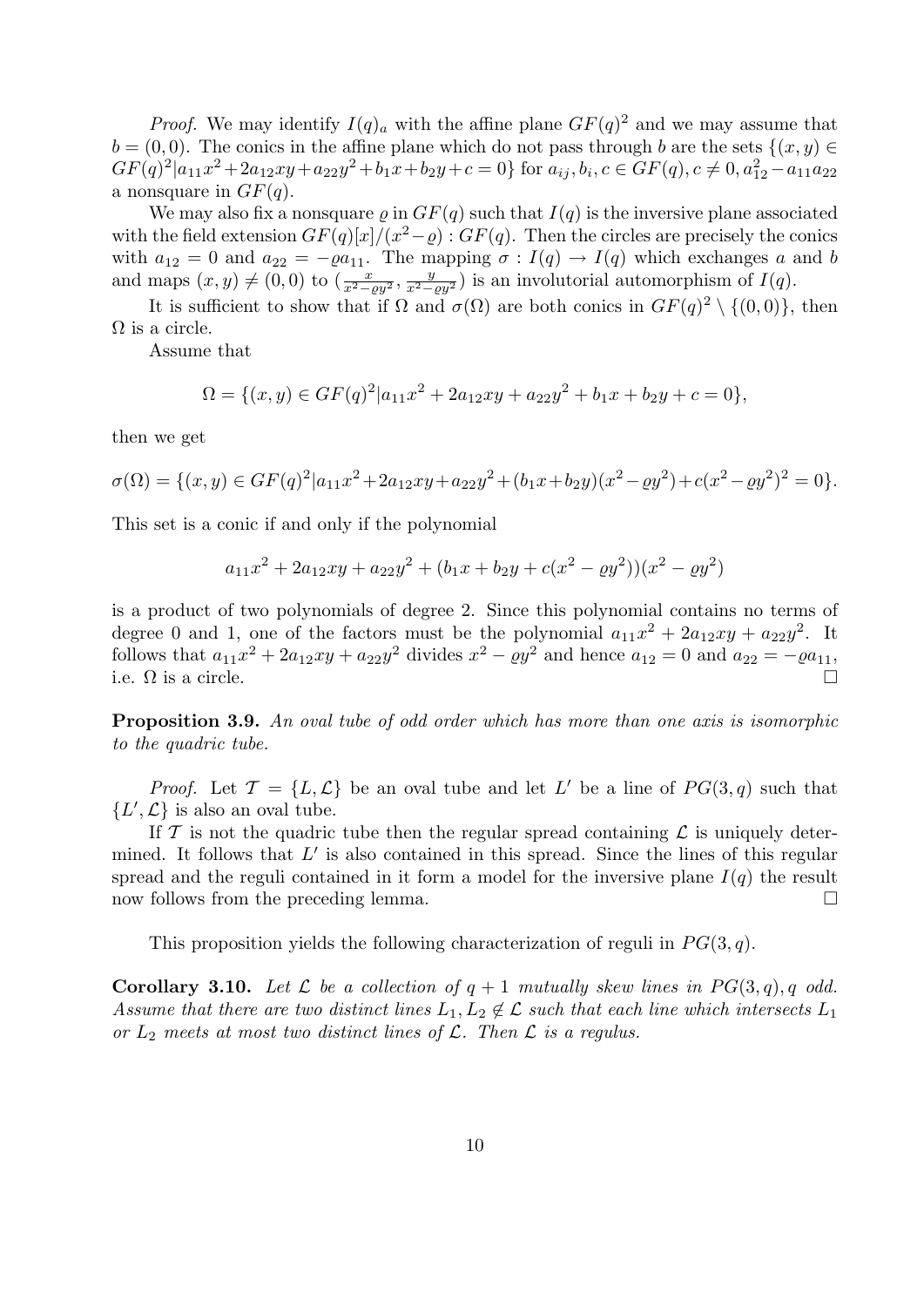*Proof.* We may identify $I(q)_a$ with the affine plane $GF(q)^2$ and we may assume that $b = (0, 0)$. The conics in the affine plane which do not pass through $b$ are the sets $\{(x, y) \in GF(q)^2 | a_{11}x^2 + 2a_{12}xy + a_{22}y^2 + b_1x + b_2y + c = 0\}$ for $a_{ij}, b_i, c \in GF(q), c \neq 0, a_{12}^2 - a_{11}a_{22}$ a nonsquare in $GF(q)$.

We may also fix a nonsquare $\varrho$ in $GF(q)$ such that $I(q)$ is the inversive plane associated with the field extension $GF(q)[x]/(x^2 - \varrho) : GF(q)$. Then the circles are precisely the conics with $a_{12} = 0$ and $a_{22} = -\varrho a_{11}$. The mapping $\sigma : I(q) \to I(q)$ which exchanges $a$ and $b$ and maps $(x, y) \neq (0, 0)$ to $(\frac{x}{x^2 - \varrho y^2}, \frac{y}{x^2 - \varrho y^2})$ is an involutorial automorphism of $I(q)$.

It is sufficient to show that if $\Omega$ and $\sigma(\Omega)$ are both conics in $GF(q)^2 \setminus \{(0, 0)\}$, then $\Omega$ is a circle.

Assume that

$$\Omega = \{(x, y) \in GF(q)^2 | a_{11}x^2 + 2a_{12}xy + a_{22}y^2 + b_1x + b_2y + c = 0\},$$

then we get

$$\sigma(\Omega) = \{(x, y) \in GF(q)^2 | a_{11}x^2 + 2a_{12}xy + a_{22}y^2 + (b_1x + b_2y)(x^2 - \varrho y^2) + c(x^2 - \varrho y^2)^2 = 0\}.$$

This set is a conic if and only if the polynomial

$$a_{11}x^2 + 2a_{12}xy + a_{22}y^2 + (b_1x + b_2y + c(x^2 - \varrho y^2))(x^2 - \varrho y^2)$$

is a product of two polynomials of degree 2. Since this polynomial contains no terms of degree 0 and 1, one of the factors must be the polynomial $a_{11}x^2 + 2a_{12}xy + a_{22}y^2$. It follows that $a_{11}x^2 + 2a_{12}xy + a_{22}y^2$ divides $x^2 - \varrho y^2$ and hence $a_{12} = 0$ and $a_{22} = -\varrho a_{11}$, i.e. $\Omega$ is a circle. □

**Proposition 3.9.** *An oval tube of odd order which has more than one axis is isomorphic to the quadric tube.*

*Proof.* Let $\mathcal{T} = \{L, \mathcal{L}\}$ be an oval tube and let $L'$ be a line of $PG(3, q)$ such that $\{L', \mathcal{L}\}$ is also an oval tube.

If $\mathcal{T}$ is not the quadric tube then the regular spread containing $\mathcal{L}$ is uniquely determined. It follows that $L'$ is also contained in this spread. Since the lines of this regular spread and the reguli contained in it form a model for the inversive plane $I(q)$ the result now follows from the preceding lemma. □

This proposition yields the following characterization of reguli in $PG(3, q)$.

**Corollary 3.10.** *Let $\mathcal{L}$ be a collection of $q + 1$ mutually skew lines in $PG(3, q), q$ odd. Assume that there are two distinct lines $L_1, L_2 \notin \mathcal{L}$ such that each line which intersects $L_1$ or $L_2$ meets at most two distinct lines of $\mathcal{L}$. Then $\mathcal{L}$ is a regulus.*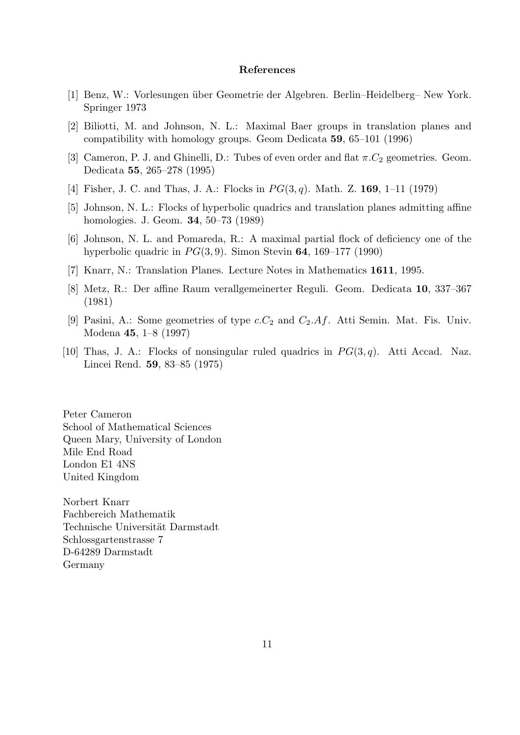## References

[1] Benz, W.: Vorlesungen über Geometrie der Algebren. Berlin–Heidelberg– New York. Springer 1973

[2] Biliotti, M. and Johnson, N. L.: Maximal Baer groups in translation planes and compatibility with homology groups. Geom Dedicata **59**, 65–101 (1996)

[3] Cameron, P. J. and Ghinelli, D.: Tubes of even order and flat $\pi.C_2$ geometries. Geom. Dedicata **55**, 265–278 (1995)

[4] Fisher, J. C. and Thas, J. A.: Flocks in $PG(3,q)$. Math. Z. **169**, 1–11 (1979)

[5] Johnson, N. L.: Flocks of hyperbolic quadrics and translation planes admitting affine homologies. J. Geom. **34**, 50–73 (1989)

[6] Johnson, N. L. and Pomareda, R.: A maximal partial flock of deficiency one of the hyperbolic quadric in $PG(3,9)$. Simon Stevin **64**, 169–177 (1990)

[7] Knarr, N.: Translation Planes. Lecture Notes in Mathematics **1611**, 1995.

[8] Metz, R.: Der affine Raum verallgemeinerter Reguli. Geom. Dedicata **10**, 337–367 (1981)

[9] Pasini, A.: Some geometries of type $c.C_2$ and $C_2.Af$. Atti Semin. Mat. Fis. Univ. Modena **45**, 1–8 (1997)

[10] Thas, J. A.: Flocks of nonsingular ruled quadrics in $PG(3,q)$. Atti Accad. Naz. Lincei Rend. **59**, 83–85 (1975)

Peter Cameron
School of Mathematical Sciences
Queen Mary, University of London
Mile End Road
London E1 4NS
United Kingdom

Norbert Knarr
Fachbereich Mathematik
Technische Universität Darmstadt
Schlossgartenstrasse 7
D-64289 Darmstadt
Germany